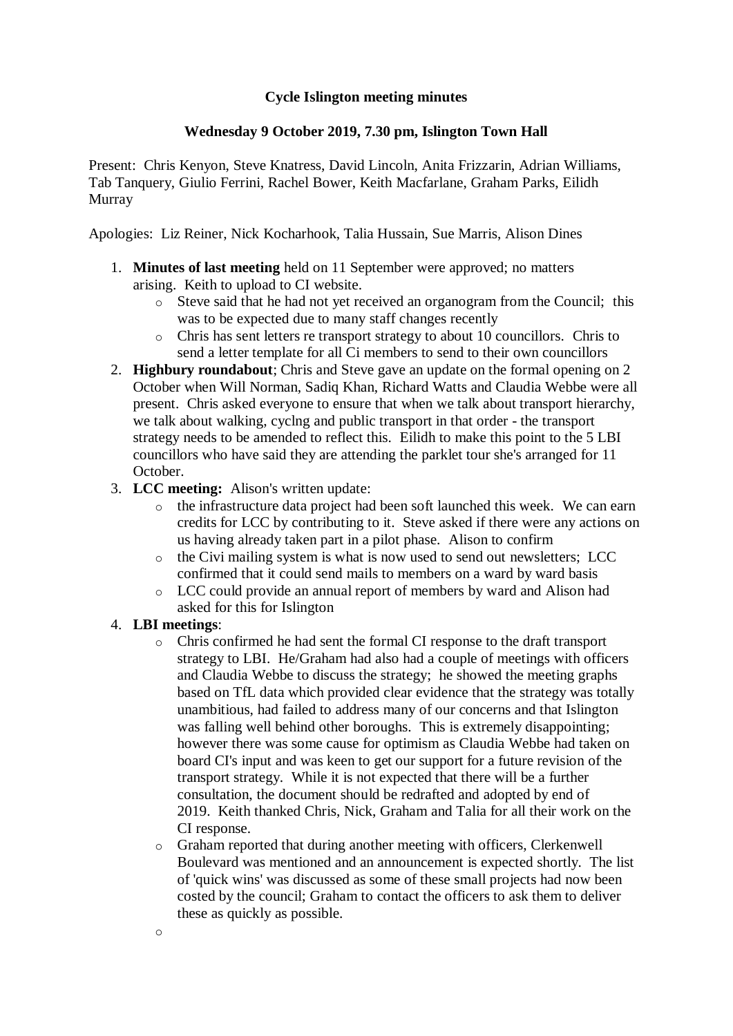**Cycle Islington meeting minutes**

**Wednesday 9 October 2019, 7.30 pm, Islington Town Hall**

Present: Chris Kenyon, Steve Knatress, David Lincoln, Anita Frizzarin, Adrian Williams, Tab Tanquery, Giulio Ferrini, Rachel Bower, Keith Macfarlane, Graham Parks, Eilidh Murray

Apologies: Liz Reiner, Nick Kocharhook, Talia Hussain, Sue Marris, Alison Dines

1. **Minutes of last meeting** held on 11 September were approved; no matters arising. Keith to upload to CI website.
   - Steve said that he had not yet received an organogram from the Council; this was to be expected due to many staff changes recently
   - Chris has sent letters re transport strategy to about 10 councillors. Chris to send a letter template for all Ci members to send to their own councillors
2. **Highbury roundabout**; Chris and Steve gave an update on the formal opening on 2 October when Will Norman, Sadiq Khan, Richard Watts and Claudia Webbe were all present. Chris asked everyone to ensure that when we talk about transport hierarchy, we talk about walking, cyclng and public transport in that order - the transport strategy needs to be amended to reflect this. Eilidh to make this point to the 5 LBI councillors who have said they are attending the parklet tour she's arranged for 11 October.
3. **LCC meeting:** Alison's written update:
   - the infrastructure data project had been soft launched this week. We can earn credits for LCC by contributing to it. Steve asked if there were any actions on us having already taken part in a pilot phase. Alison to confirm
   - the Civi mailing system is what is now used to send out newsletters; LCC confirmed that it could send mails to members on a ward by ward basis
   - LCC could provide an annual report of members by ward and Alison had asked for this for Islington
4. **LBI meetings**:
   - Chris confirmed he had sent the formal CI response to the draft transport strategy to LBI. He/Graham had also had a couple of meetings with officers and Claudia Webbe to discuss the strategy; he showed the meeting graphs based on TfL data which provided clear evidence that the strategy was totally unambitious, had failed to address many of our concerns and that Islington was falling well behind other boroughs. This is extremely disappointing; however there was some cause for optimism as Claudia Webbe had taken on board CI's input and was keen to get our support for a future revision of the transport strategy. While it is not expected that there will be a further consultation, the document should be redrafted and adopted by end of 2019. Keith thanked Chris, Nick, Graham and Talia for all their work on the CI response.
   - Graham reported that during another meeting with officers, Clerkenwell Boulevard was mentioned and an announcement is expected shortly. The list of 'quick wins' was discussed as some of these small projects had now been costed by the council; Graham to contact the officers to ask them to deliver these as quickly as possible.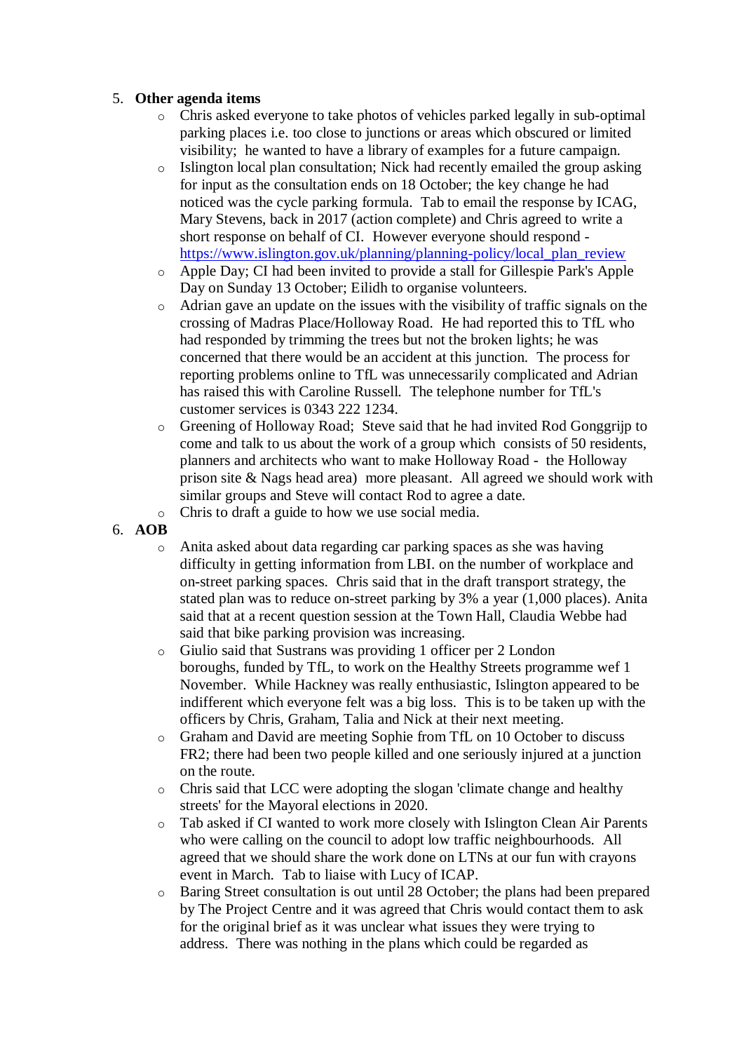5. **Other agenda items**
   - Chris asked everyone to take photos of vehicles parked legally in sub-optimal parking places i.e. too close to junctions or areas which obscured or limited visibility;  he wanted to have a library of examples for a future campaign.
   - Islington local plan consultation; Nick had recently emailed the group asking for input as the consultation ends on 18 October; the key change he had noticed was the cycle parking formula.  Tab to email the response by ICAG, Mary Stevens, back in 2017 (action complete) and Chris agreed to write a short response on behalf of CI.  However everyone should respond - https://www.islington.gov.uk/planning/planning-policy/local_plan_review
   - Apple Day; CI had been invited to provide a stall for Gillespie Park's Apple Day on Sunday 13 October; Eilidh to organise volunteers.
   - Adrian gave an update on the issues with the visibility of traffic signals on the crossing of Madras Place/Holloway Road.  He had reported this to TfL who had responded by trimming the trees but not the broken lights; he was concerned that there would be an accident at this junction.  The process for reporting problems online to TfL was unnecessarily complicated and Adrian has raised this with Caroline Russell.  The telephone number for TfL's customer services is 0343 222 1234.
   - Greening of Holloway Road;  Steve said that he had invited Rod Gonggrijp to come and talk to us about the work of a group which  consists of 50 residents, planners and architects who want to make Holloway Road -  the Holloway prison site & Nags head area)  more pleasant.  All agreed we should work with similar groups and Steve will contact Rod to agree a date.
   - Chris to draft a guide to how we use social media.
6. **AOB**
   - Anita asked about data regarding car parking spaces as she was having difficulty in getting information from LBI. on the number of workplace and on-street parking spaces.  Chris said that in the draft transport strategy, the stated plan was to reduce on-street parking by 3% a year (1,000 places). Anita said that at a recent question session at the Town Hall, Claudia Webbe had said that bike parking provision was increasing.
   - Giulio said that Sustrans was providing 1 officer per 2 London boroughs, funded by TfL, to work on the Healthy Streets programme wef 1 November.  While Hackney was really enthusiastic, Islington appeared to be indifferent which everyone felt was a big loss.  This is to be taken up with the officers by Chris, Graham, Talia and Nick at their next meeting.
   - Graham and David are meeting Sophie from TfL on 10 October to discuss FR2; there had been two people killed and one seriously injured at a junction on the route.
   - Chris said that LCC were adopting the slogan 'climate change and healthy streets' for the Mayoral elections in 2020.
   - Tab asked if CI wanted to work more closely with Islington Clean Air Parents who were calling on the council to adopt low traffic neighbourhoods.  All agreed that we should share the work done on LTNs at our fun with crayons event in March.  Tab to liaise with Lucy of ICAP.
   - Baring Street consultation is out until 28 October; the plans had been prepared by The Project Centre and it was agreed that Chris would contact them to ask for the original brief as it was unclear what issues they were trying to address.  There was nothing in the plans which could be regarded as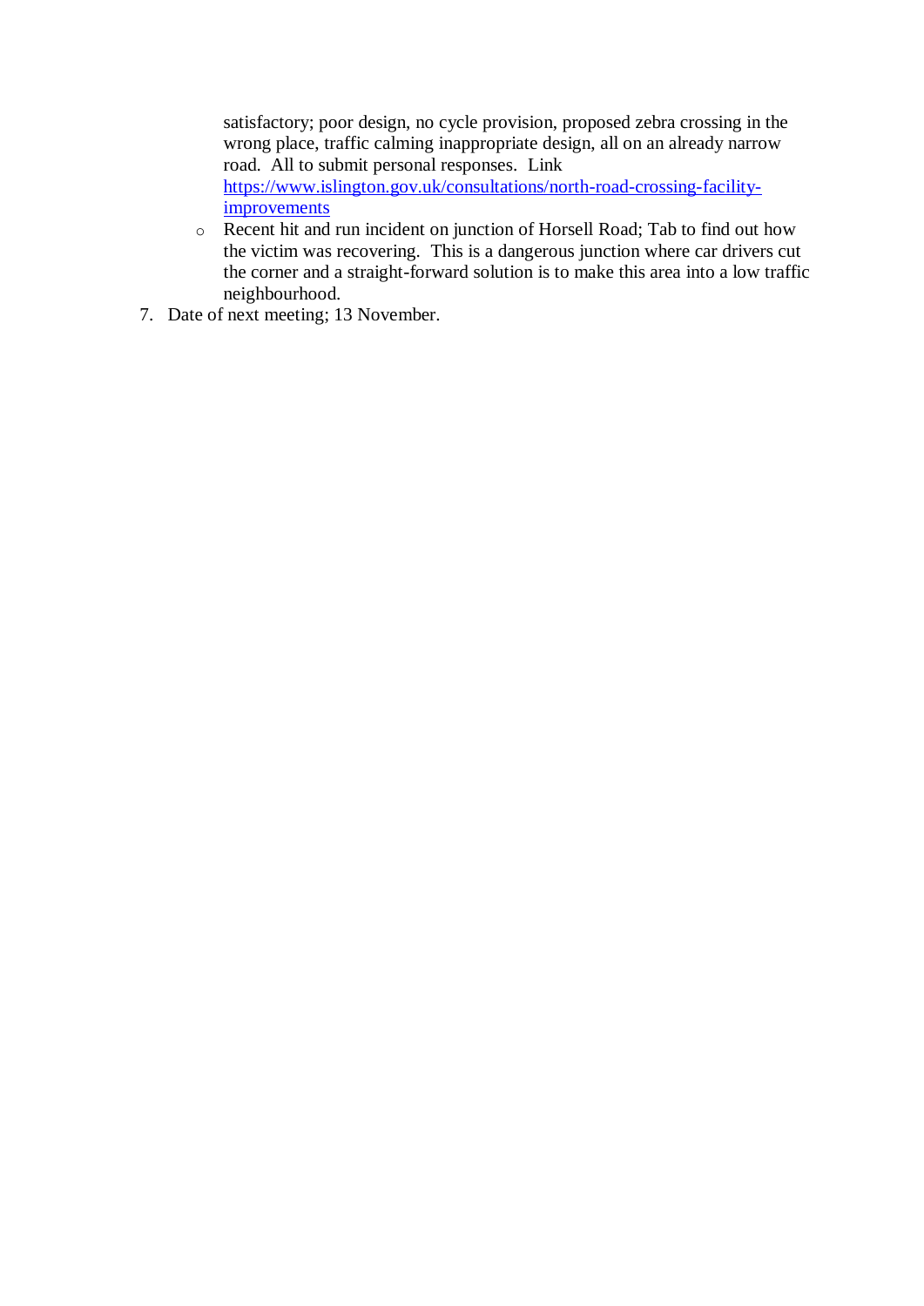satisfactory; poor design, no cycle provision, proposed zebra crossing in the wrong place, traffic calming inappropriate design, all on an already narrow road.  All to submit personal responses.  Link [https://www.islington.gov.uk/consultations/north-road-crossing-facility-improvements](https://www.islington.gov.uk/consultations/north-road-crossing-facility-improvements)

   - Recent hit and run incident on junction of Horsell Road; Tab to find out how the victim was recovering.  This is a dangerous junction where car drivers cut the corner and a straight-forward solution is to make this area into a low traffic neighbourhood.

7. Date of next meeting; 13 November.